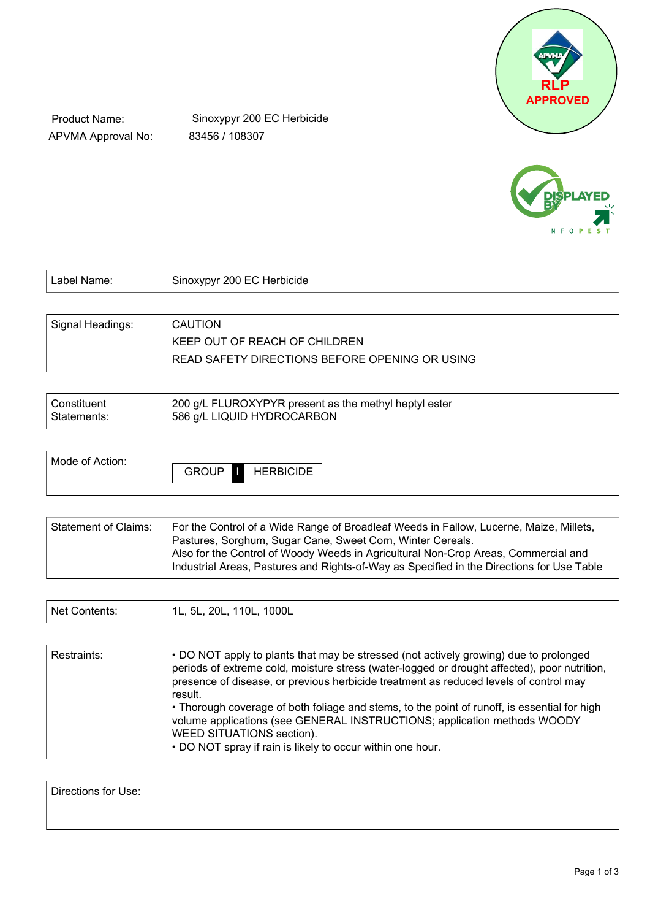RLP APPROVED

Product Name: Sinoxypyr 200 EC Herbicide

APVMA Approval No: 83456 / 108307

| Label Name: | Sinoxypyr 200 EC Herbicide |
|---|---|

| Signal Headings: | CAUTION<br>KEEP OUT OF REACH OF CHILDREN<br>READ SAFETY DIRECTIONS BEFORE OPENING OR USING |
|---|---|

| Constituent Statements: | 200 g/L FLUROXYPYR present as the methyl heptyl ester<br>586 g/L LIQUID HYDROCARBON |
|---|---|

| Mode of Action: | GROUP I HERBICIDE |
|---|---|

| Statement of Claims: | For the Control of a Wide Range of Broadleaf Weeds in Fallow, Lucerne, Maize, Millets, Pastures, Sorghum, Sugar Cane, Sweet Corn, Winter Cereals.<br>Also for the Control of Woody Weeds in Agricultural Non-Crop Areas, Commercial and Industrial Areas, Pastures and Rights-of-Way as Specified in the Directions for Use Table |
|---|---|

| Net Contents: | 1L, 5L, 20L, 110L, 1000L |
|---|---|

| Restraints: | • DO NOT apply to plants that may be stressed (not actively growing) due to prolonged periods of extreme cold, moisture stress (water-logged or drought affected), poor nutrition, presence of disease, or previous herbicide treatment as reduced levels of control may result.<br>• Thorough coverage of both foliage and stems, to the point of runoff, is essential for high volume applications (see GENERAL INSTRUCTIONS; application methods WOODY WEED SITUATIONS section).<br>• DO NOT spray if rain is likely to occur within one hour. |
|---|---|

| Directions for Use: | |
|---|---|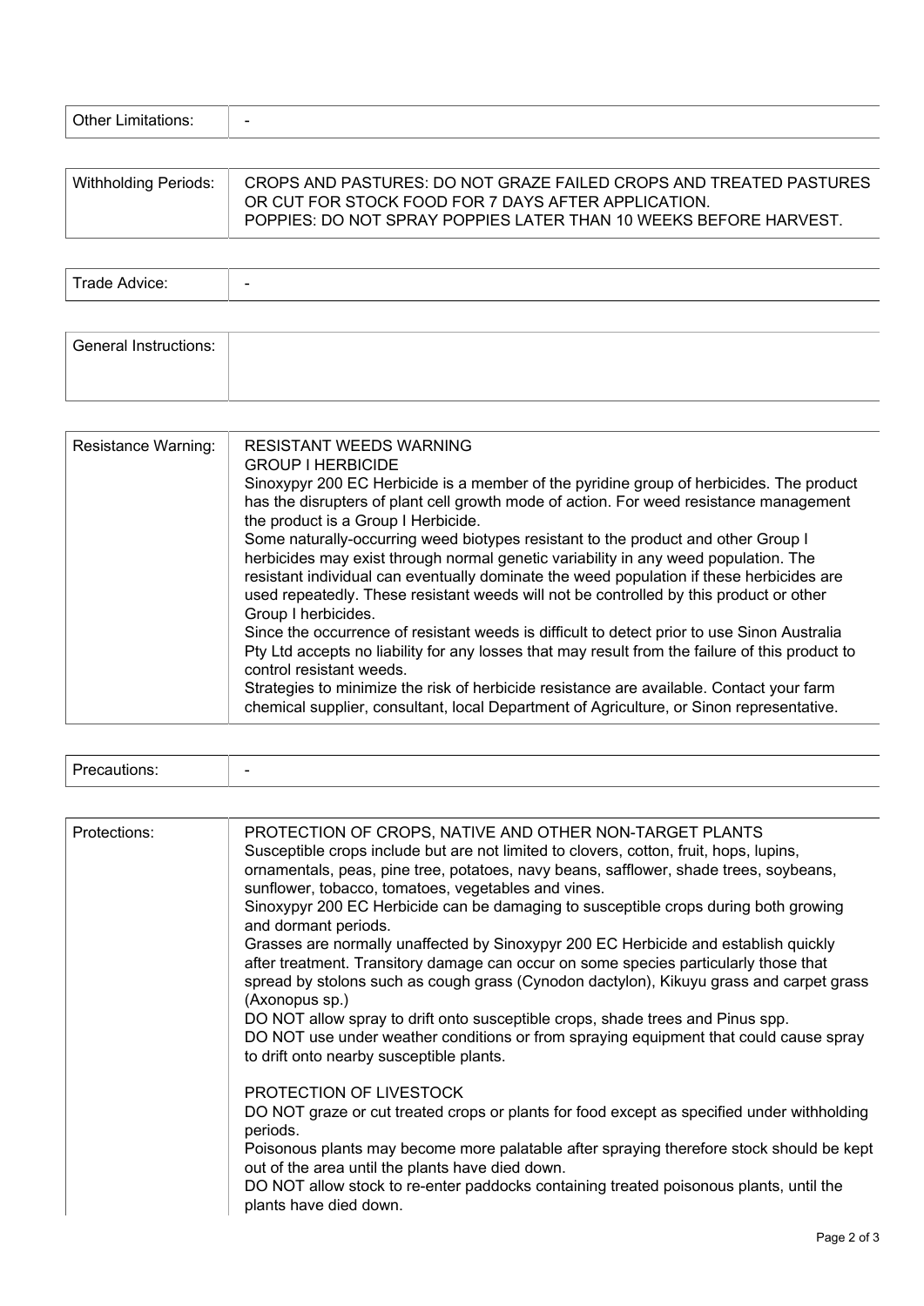| Other Limitations: | - |
|---|---|

| Withholding Periods: | CROPS AND PASTURES: DO NOT GRAZE FAILED CROPS AND TREATED PASTURES OR CUT FOR STOCK FOOD FOR 7 DAYS AFTER APPLICATION.<br>POPPIES: DO NOT SPRAY POPPIES LATER THAN 10 WEEKS BEFORE HARVEST. |
|---|---|

| Trade Advice: | - |
|---|---|

| General Instructions: | |
|---|---|

| Resistance Warning: | RESISTANT WEEDS WARNING<br>GROUP I HERBICIDE<br>Sinoxypyr 200 EC Herbicide is a member of the pyridine group of herbicides. The product has the disrupters of plant cell growth mode of action. For weed resistance management the product is a Group I Herbicide.<br>Some naturally-occurring weed biotypes resistant to the product and other Group I herbicides may exist through normal genetic variability in any weed population. The resistant individual can eventually dominate the weed population if these herbicides are used repeatedly. These resistant weeds will not be controlled by this product or other Group I herbicides.<br>Since the occurrence of resistant weeds is difficult to detect prior to use Sinon Australia Pty Ltd accepts no liability for any losses that may result from the failure of this product to control resistant weeds.<br>Strategies to minimize the risk of herbicide resistance are available. Contact your farm chemical supplier, consultant, local Department of Agriculture, or Sinon representative. |
|---|---|

| Precautions: | - |
|---|---|

| Protections: | PROTECTION OF CROPS, NATIVE AND OTHER NON-TARGET PLANTS<br>Susceptible crops include but are not limited to clovers, cotton, fruit, hops, lupins, ornamentals, peas, pine tree, potatoes, navy beans, safflower, shade trees, soybeans, sunflower, tobacco, tomatoes, vegetables and vines.<br>Sinoxypyr 200 EC Herbicide can be damaging to susceptible crops during both growing and dormant periods.<br>Grasses are normally unaffected by Sinoxypyr 200 EC Herbicide and establish quickly after treatment. Transitory damage can occur on some species particularly those that spread by stolons such as cough grass (Cynodon dactylon), Kikuyu grass and carpet grass (Axonopus sp.)<br>DO NOT allow spray to drift onto susceptible crops, shade trees and Pinus spp.<br>DO NOT use under weather conditions or from spraying equipment that could cause spray to drift onto nearby susceptible plants.<br><br>PROTECTION OF LIVESTOCK<br>DO NOT graze or cut treated crops or plants for food except as specified under withholding periods.<br>Poisonous plants may become more palatable after spraying therefore stock should be kept out of the area until the plants have died down.<br>DO NOT allow stock to re-enter paddocks containing treated poisonous plants, until the plants have died down. |
|---|---|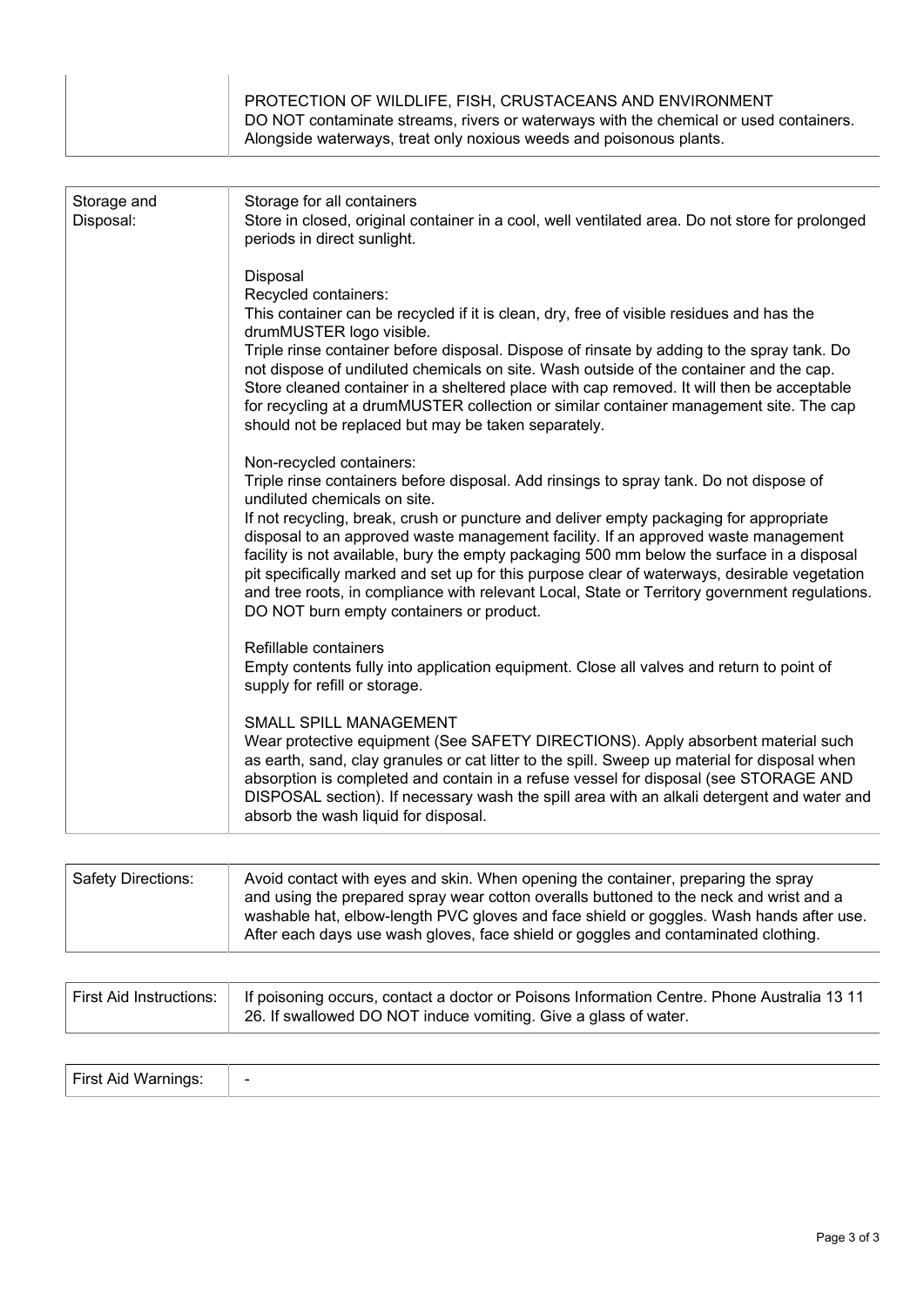| | |
|---|---|
| | PROTECTION OF WILDLIFE, FISH, CRUSTACEANS AND ENVIRONMENT<br>DO NOT contaminate streams, rivers or waterways with the chemical or used containers. Alongside waterways, treat only noxious weeds and poisonous plants. |

| | |
|---|---|
| Storage and Disposal: | Storage for all containers<br>Store in closed, original container in a cool, well ventilated area. Do not store for prolonged periods in direct sunlight.<br><br>Disposal<br>Recycled containers:<br>This container can be recycled if it is clean, dry, free of visible residues and has the drumMUSTER logo visible.<br>Triple rinse container before disposal. Dispose of rinsate by adding to the spray tank. Do not dispose of undiluted chemicals on site. Wash outside of the container and the cap. Store cleaned container in a sheltered place with cap removed. It will then be acceptable for recycling at a drumMUSTER collection or similar container management site. The cap should not be replaced but may be taken separately.<br><br>Non-recycled containers:<br>Triple rinse containers before disposal. Add rinsings to spray tank. Do not dispose of undiluted chemicals on site.<br>If not recycling, break, crush or puncture and deliver empty packaging for appropriate disposal to an approved waste management facility. If an approved waste management facility is not available, bury the empty packaging 500 mm below the surface in a disposal pit specifically marked and set up for this purpose clear of waterways, desirable vegetation and tree roots, in compliance with relevant Local, State or Territory government regulations. DO NOT burn empty containers or product.<br><br>Refillable containers<br>Empty contents fully into application equipment. Close all valves and return to point of supply for refill or storage.<br><br>SMALL SPILL MANAGEMENT<br>Wear protective equipment (See SAFETY DIRECTIONS). Apply absorbent material such as earth, sand, clay granules or cat litter to the spill. Sweep up material for disposal when absorption is completed and contain in a refuse vessel for disposal (see STORAGE AND DISPOSAL section). If necessary wash the spill area with an alkali detergent and water and absorb the wash liquid for disposal. |

| | |
|---|---|
| Safety Directions: | Avoid contact with eyes and skin. When opening the container, preparing the spray and using the prepared spray wear cotton overalls buttoned to the neck and wrist and a washable hat, elbow-length PVC gloves and face shield or goggles. Wash hands after use. After each days use wash gloves, face shield or goggles and contaminated clothing. |

| | |
|---|---|
| First Aid Instructions: | If poisoning occurs, contact a doctor or Poisons Information Centre. Phone Australia 13 11 26. If swallowed DO NOT induce vomiting. Give a glass of water. |

| | |
|---|---|
| First Aid Warnings: | - |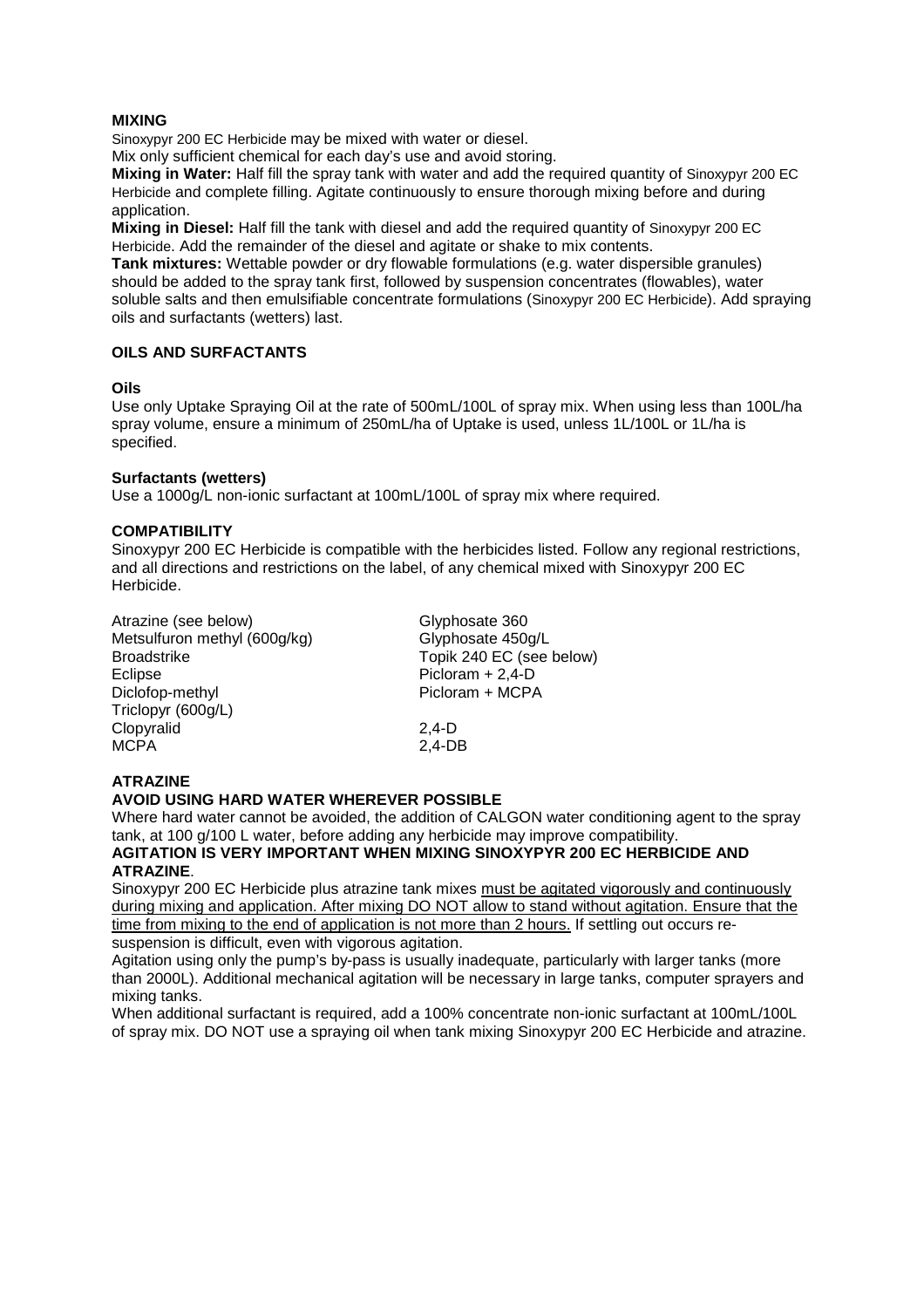## MIXING

Sinoxypyr 200 EC Herbicide may be mixed with water or diesel.

Mix only sufficient chemical for each day's use and avoid storing.

**Mixing in Water:** Half fill the spray tank with water and add the required quantity of Sinoxypyr 200 EC Herbicide and complete filling. Agitate continuously to ensure thorough mixing before and during application.

**Mixing in Diesel:** Half fill the tank with diesel and add the required quantity of Sinoxypyr 200 EC Herbicide. Add the remainder of the diesel and agitate or shake to mix contents.

**Tank mixtures:** Wettable powder or dry flowable formulations (e.g. water dispersible granules) should be added to the spray tank first, followed by suspension concentrates (flowables), water soluble salts and then emulsifiable concentrate formulations (Sinoxypyr 200 EC Herbicide). Add spraying oils and surfactants (wetters) last.

## OILS AND SURFACTANTS

### Oils

Use only Uptake Spraying Oil at the rate of 500mL/100L of spray mix. When using less than 100L/ha spray volume, ensure a minimum of 250mL/ha of Uptake is used, unless 1L/100L or 1L/ha is specified.

### Surfactants (wetters)

Use a 1000g/L non-ionic surfactant at 100mL/100L of spray mix where required.

## COMPATIBILITY

Sinoxypyr 200 EC Herbicide is compatible with the herbicides listed. Follow any regional restrictions, and all directions and restrictions on the label, of any chemical mixed with Sinoxypyr 200 EC Herbicide.

- Atrazine (see below)
- Metsulfuron methyl (600g/kg)
- Broadstrike
- Eclipse
- Diclofop-methyl
- Triclopyr (600g/L)
- Clopyralid
- MCPA
- Glyphosate 360
- Glyphosate 450g/L
- Topik 240 EC (see below)
- Picloram + 2,4-D
- Picloram + MCPA
- 2,4-D
- 2,4-DB

## ATRAZINE

**AVOID USING HARD WATER WHEREVER POSSIBLE**

Where hard water cannot be avoided, the addition of CALGON water conditioning agent to the spray tank, at 100 g/100 L water, before adding any herbicide may improve compatibility.

**AGITATION IS VERY IMPORTANT WHEN MIXING SINOXYPYR 200 EC HERBICIDE AND ATRAZINE**.

Sinoxypyr 200 EC Herbicide plus atrazine tank mixes must be agitated vigorously and continuously during mixing and application. After mixing DO NOT allow to stand without agitation. Ensure that the time from mixing to the end of application is not more than 2 hours. If settling out occurs re-suspension is difficult, even with vigorous agitation.

Agitation using only the pump's by-pass is usually inadequate, particularly with larger tanks (more than 2000L). Additional mechanical agitation will be necessary in large tanks, computer sprayers and mixing tanks.

When additional surfactant is required, add a 100% concentrate non-ionic surfactant at 100mL/100L of spray mix. DO NOT use a spraying oil when tank mixing Sinoxypyr 200 EC Herbicide and atrazine.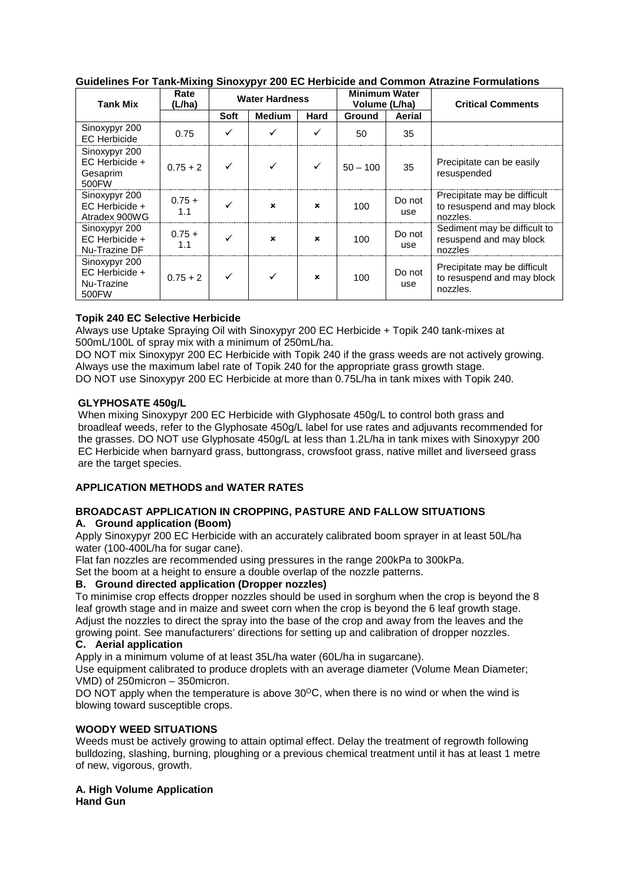**Guidelines For Tank-Mixing Sinoxypyr 200 EC Herbicide and Common Atrazine Formulations**

| Tank Mix | Rate (L/ha) | Water Hardness | | | Minimum Water Volume (L/ha) | | Critical Comments |
|---|---|---|---|---|---|---|---|
| | | Soft | Medium | Hard | Ground | Aerial | |
| Sinoxypyr 200 EC Herbicide | 0.75 | ✓ | ✓ | ✓ | 50 | 35 | |
| Sinoxypyr 200 EC Herbicide + Gesaprim 500FW | 0.75 + 2 | ✓ | ✓ | ✓ | 50 – 100 | 35 | Precipitate can be easily resuspended |
| Sinoxypyr 200 EC Herbicide + Atradex 900WG | 0.75 + 1.1 | ✓ | × | × | 100 | Do not use | Precipitate may be difficult to resuspend and may block nozzles. |
| Sinoxypyr 200 EC Herbicide + Nu-Trazine DF | 0.75 + 1.1 | ✓ | × | × | 100 | Do not use | Sediment may be difficult to resuspend and may block nozzles |
| Sinoxypyr 200 EC Herbicide + Nu-Trazine 500FW | 0.75 + 2 | ✓ | ✓ | × | 100 | Do not use | Precipitate may be difficult to resuspend and may block nozzles. |

**Topik 240 EC Selective Herbicide**

Always use Uptake Spraying Oil with Sinoxypyr 200 EC Herbicide + Topik 240 tank-mixes at 500mL/100L of spray mix with a minimum of 250mL/ha.
DO NOT mix Sinoxypyr 200 EC Herbicide with Topik 240 if the grass weeds are not actively growing.
Always use the maximum label rate of Topik 240 for the appropriate grass growth stage.
DO NOT use Sinoxypyr 200 EC Herbicide at more than 0.75L/ha in tank mixes with Topik 240.

**GLYPHOSATE 450g/L**

When mixing Sinoxypyr 200 EC Herbicide with Glyphosate 450g/L to control both grass and broadleaf weeds, refer to the Glyphosate 450g/L label for use rates and adjuvants recommended for the grasses. DO NOT use Glyphosate 450g/L at less than 1.2L/ha in tank mixes with Sinoxypyr 200 EC Herbicide when barnyard grass, buttongrass, crowsfoot grass, native millet and liverseed grass are the target species.

**APPLICATION METHODS and WATER RATES**

**BROADCAST APPLICATION IN CROPPING, PASTURE AND FALLOW SITUATIONS**

**A. Ground application (Boom)**

Apply Sinoxypyr 200 EC Herbicide with an accurately calibrated boom sprayer in at least 50L/ha water (100-400L/ha for sugar cane).
Flat fan nozzles are recommended using pressures in the range 200kPa to 300kPa.
Set the boom at a height to ensure a double overlap of the nozzle patterns.

**B. Ground directed application (Dropper nozzles)**

To minimise crop effects dropper nozzles should be used in sorghum when the crop is beyond the 8 leaf growth stage and in maize and sweet corn when the crop is beyond the 6 leaf growth stage. Adjust the nozzles to direct the spray into the base of the crop and away from the leaves and the growing point. See manufacturers' directions for setting up and calibration of dropper nozzles.

**C. Aerial application**

Apply in a minimum volume of at least 35L/ha water (60L/ha in sugarcane).
Use equipment calibrated to produce droplets with an average diameter (Volume Mean Diameter; VMD) of 250micron – 350micron.
DO NOT apply when the temperature is above 30°C, when there is no wind or when the wind is blowing toward susceptible crops.

**WOODY WEED SITUATIONS**

Weeds must be actively growing to attain optimal effect. Delay the treatment of regrowth following bulldozing, slashing, burning, ploughing or a previous chemical treatment until it has at least 1 metre of new, vigorous, growth.

**A. High Volume Application**
**Hand Gun**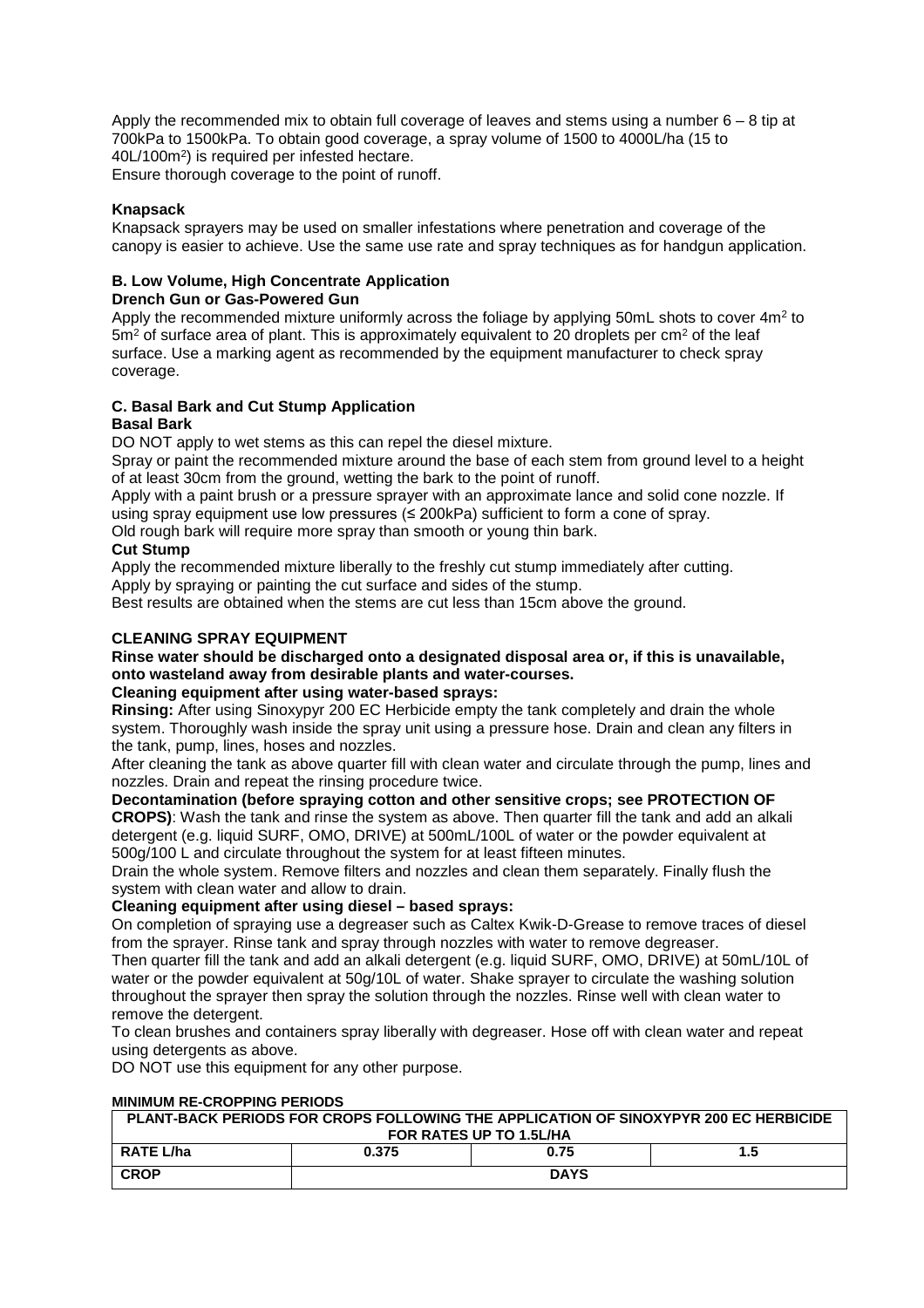Apply the recommended mix to obtain full coverage of leaves and stems using a number 6 – 8 tip at 700kPa to 1500kPa. To obtain good coverage, a spray volume of 1500 to 4000L/ha (15 to 40L/100m$^2$) is required per infested hectare.
Ensure thorough coverage to the point of runoff.

**Knapsack**

Knapsack sprayers may be used on smaller infestations where penetration and coverage of the canopy is easier to achieve. Use the same use rate and spray techniques as for handgun application.

**B. Low Volume, High Concentrate Application**

**Drench Gun or Gas-Powered Gun**

Apply the recommended mixture uniformly across the foliage by applying 50mL shots to cover 4m$^2$ to 5m$^2$ of surface area of plant. This is approximately equivalent to 20 droplets per cm$^2$ of the leaf surface. Use a marking agent as recommended by the equipment manufacturer to check spray coverage.

**C. Basal Bark and Cut Stump Application**

**Basal Bark**

DO NOT apply to wet stems as this can repel the diesel mixture.
Spray or paint the recommended mixture around the base of each stem from ground level to a height of at least 30cm from the ground, wetting the bark to the point of runoff.
Apply with a paint brush or a pressure sprayer with an approximate lance and solid cone nozzle. If using spray equipment use low pressures (≤ 200kPa) sufficient to form a cone of spray.
Old rough bark will require more spray than smooth or young thin bark.

**Cut Stump**

Apply the recommended mixture liberally to the freshly cut stump immediately after cutting.
Apply by spraying or painting the cut surface and sides of the stump.
Best results are obtained when the stems are cut less than 15cm above the ground.

**CLEANING SPRAY EQUIPMENT**

**Rinse water should be discharged onto a designated disposal area or, if this is unavailable, onto wasteland away from desirable plants and water-courses.**

**Cleaning equipment after using water-based sprays:**

**Rinsing:** After using Sinoxypyr 200 EC Herbicide empty the tank completely and drain the whole system. Thoroughly wash inside the spray unit using a pressure hose. Drain and clean any filters in the tank, pump, lines, hoses and nozzles.
After cleaning the tank as above quarter fill with clean water and circulate through the pump, lines and nozzles. Drain and repeat the rinsing procedure twice.

**Decontamination (before spraying cotton and other sensitive crops; see PROTECTION OF CROPS)**: Wash the tank and rinse the system as above. Then quarter fill the tank and add an alkali detergent (e.g. liquid SURF, OMO, DRIVE) at 500mL/100L of water or the powder equivalent at 500g/100 L and circulate throughout the system for at least fifteen minutes.
Drain the whole system. Remove filters and nozzles and clean them separately. Finally flush the system with clean water and allow to drain.

**Cleaning equipment after using diesel – based sprays:**

On completion of spraying use a degreaser such as Caltex Kwik-D-Grease to remove traces of diesel from the sprayer. Rinse tank and spray through nozzles with water to remove degreaser.
Then quarter fill the tank and add an alkali detergent (e.g. liquid SURF, OMO, DRIVE) at 50mL/10L of water or the powder equivalent at 50g/10L of water. Shake sprayer to circulate the washing solution throughout the sprayer then spray the solution through the nozzles. Rinse well with clean water to remove the detergent.
To clean brushes and containers spray liberally with degreaser. Hose off with clean water and repeat using detergents as above.
DO NOT use this equipment for any other purpose.

**MINIMUM RE-CROPPING PERIODS**

| PLANT-BACK PERIODS FOR CROPS FOLLOWING THE APPLICATION OF SINOXYPYR 200 EC HERBICIDE FOR RATES UP TO 1.5L/HA | | | |
|---|---|---|---|
| **RATE L/ha** | **0.375** | **0.75** | **1.5** |
| **CROP** | **DAYS** | | |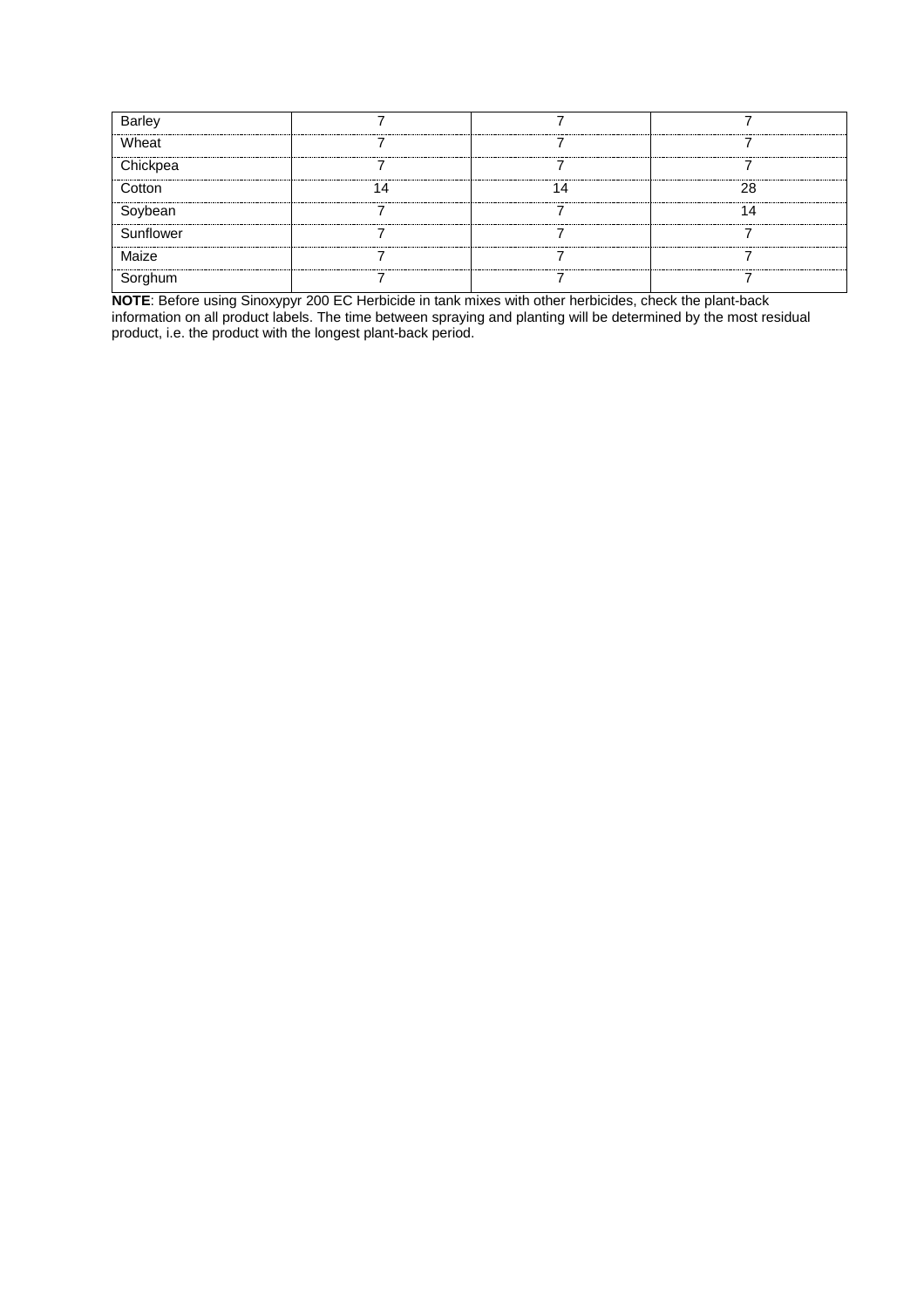| | | | |
|---|---|---|---|
| Barley | 7 | 7 | 7 |
| Wheat | 7 | 7 | 7 |
| Chickpea | 7 | 7 | 7 |
| Cotton | 14 | 14 | 28 |
| Soybean | 7 | 7 | 14 |
| Sunflower | 7 | 7 | 7 |
| Maize | 7 | 7 | 7 |
| Sorghum | 7 | 7 | 7 |

**NOTE**: Before using Sinoxypyr 200 EC Herbicide in tank mixes with other herbicides, check the plant-back information on all product labels. The time between spraying and planting will be determined by the most residual product, i.e. the product with the longest plant-back period.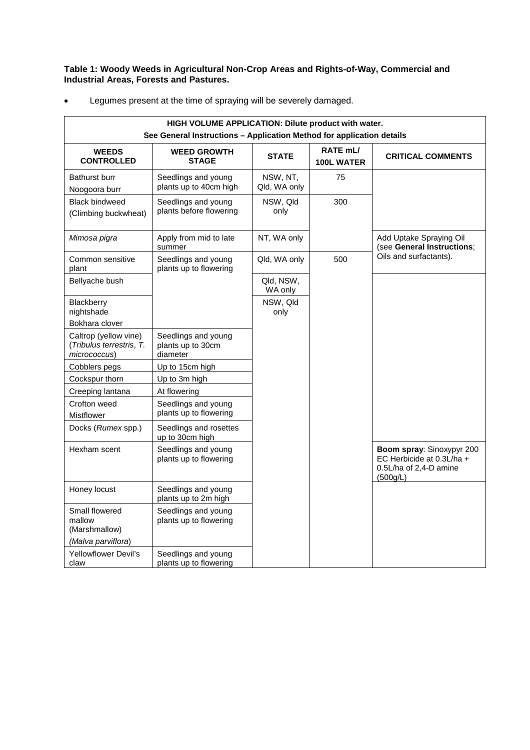**Table 1: Woody Weeds in Agricultural Non-Crop Areas and Rights-of-Way, Commercial and Industrial Areas, Forests and Pastures.**

- Legumes present at the time of spraying will be severely damaged.

| HIGH VOLUME APPLICATION: Dilute product with water. See General Instructions – Application Method for application details | | | | |
|---|---|---|---|---|
| **WEEDS CONTROLLED** | **WEED GROWTH STAGE** | **STATE** | **RATE mL/ 100L WATER** | **CRITICAL COMMENTS** |
| Bathurst burr<br>Noogoora burr | Seedlings and young plants up to 40cm high | NSW, NT, Qld, WA only | 75 | |
| Black bindweed (Climbing buckwheat) | Seedlings and young plants before flowering | NSW, Qld only | 300 | |
| *Mimosa pigra* | Apply from mid to late summer | NT, WA only | | Add Uptake Spraying Oil (see **General Instructions**; Oils and surfactants). |
| Common sensitive plant | Seedlings and young plants up to flowering | Qld, WA only | 500 | |
| Bellyache bush | | Qld, NSW, WA only | | |
| Blackberry nightshade<br>Bokhara clover | | NSW, Qld only | | |
| Caltrop (yellow vine) (*Tribulus terrestris*, *T. micrococcus*) | Seedlings and young plants up to 30cm diameter | | | |
| Cobblers pegs | Up to 15cm high | | | |
| Cockspur thorn | Up to 3m high | | | |
| Creeping lantana | At flowering | | | |
| Crofton weed<br>Mistflower | Seedlings and young plants up to flowering | | | |
| Docks (*Rumex* spp.) | Seedlings and rosettes up to 30cm high | | | |
| Hexham scent | Seedlings and young plants up to flowering | | | **Boom spray**: Sinoxypyr 200 EC Herbicide at 0.3L/ha + 0.5L/ha of 2,4-D amine (500g/L) |
| Honey locust | Seedlings and young plants up to 2m high | | | |
| Small flowered mallow (Marshmallow) (*Malva parviflora*) | Seedlings and young plants up to flowering | | | |
| Yellowflower Devil's claw | Seedlings and young plants up to flowering | | | |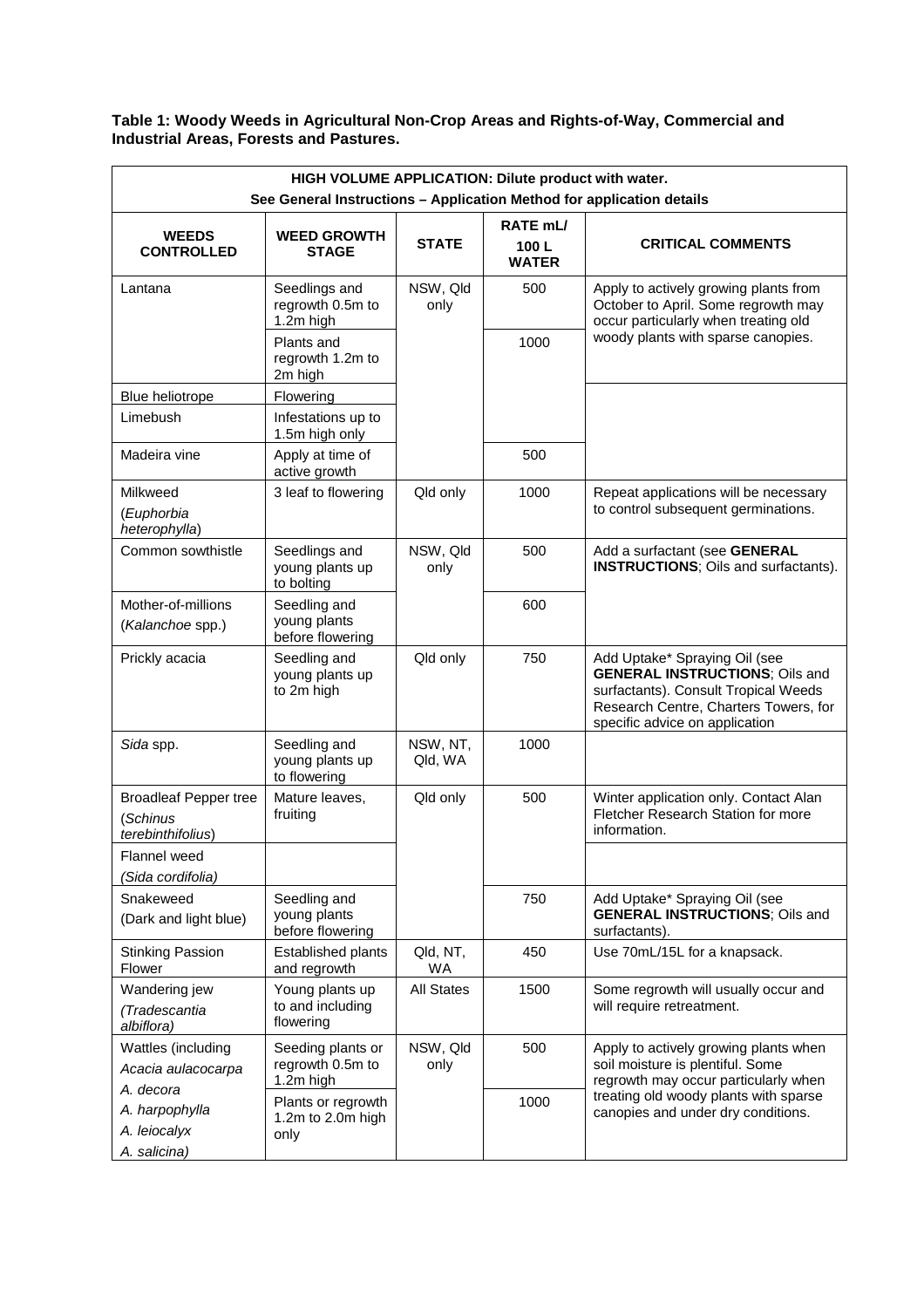**Table 1: Woody Weeds in Agricultural Non-Crop Areas and Rights-of-Way, Commercial and Industrial Areas, Forests and Pastures.**

| HIGH VOLUME APPLICATION: Dilute product with water. See General Instructions – Application Method for application details | | | | |
|---|---|---|---|---|
| **WEEDS CONTROLLED** | **WEED GROWTH STAGE** | **STATE** | **RATE mL/ 100 L WATER** | **CRITICAL COMMENTS** |
| Lantana | Seedlings and regrowth 0.5m to 1.2m high | NSW, Qld only | 500 | Apply to actively growing plants from October to April. Some regrowth may occur particularly when treating old woody plants with sparse canopies. |
| | Plants and regrowth 1.2m to 2m high | | 1000 | |
| Blue heliotrope | Flowering | | | |
| Limebush | Infestations up to 1.5m high only | | | |
| Madeira vine | Apply at time of active growth | | 500 | |
| Milkweed (*Euphorbia heterophylla*) | 3 leaf to flowering | Qld only | 1000 | Repeat applications will be necessary to control subsequent germinations. |
| Common sowthistle | Seedlings and young plants up to bolting | NSW, Qld only | 500 | Add a surfactant (see **GENERAL INSTRUCTIONS**; Oils and surfactants). |
| Mother-of-millions (*Kalanchoe* spp.) | Seedling and young plants before flowering | | 600 | |
| Prickly acacia | Seedling and young plants up to 2m high | Qld only | 750 | Add Uptake* Spraying Oil (see **GENERAL INSTRUCTIONS**; Oils and surfactants). Consult Tropical Weeds Research Centre, Charters Towers, for specific advice on application |
| *Sida* spp. | Seedling and young plants up to flowering | NSW, NT, Qld, WA | 1000 | |
| Broadleaf Pepper tree (*Schinus terebinthifolius*) | Mature leaves, fruiting | Qld only | 500 | Winter application only. Contact Alan Fletcher Research Station for more information. |
| Flannel weed (*Sida cordifolia*) | | | | |
| Snakeweed (Dark and light blue) | Seedling and young plants before flowering | | 750 | Add Uptake* Spraying Oil (see **GENERAL INSTRUCTIONS**; Oils and surfactants). |
| Stinking Passion Flower | Established plants and regrowth | Qld, NT, WA | 450 | Use 70mL/15L for a knapsack. |
| Wandering jew (*Tradescantia albiflora*) | Young plants up to and including flowering | All States | 1500 | Some regrowth will usually occur and will require retreatment. |
| Wattles (including *Acacia aulacocarpa* *A. decora* *A. harpophylla* *A. leiocalyx* *A. salicina*) | Seeding plants or regrowth 0.5m to 1.2m high | NSW, Qld only | 500 | Apply to actively growing plants when soil moisture is plentiful. Some regrowth may occur particularly when treating old woody plants with sparse canopies and under dry conditions. |
| | Plants or regrowth 1.2m to 2.0m high only | | 1000 | |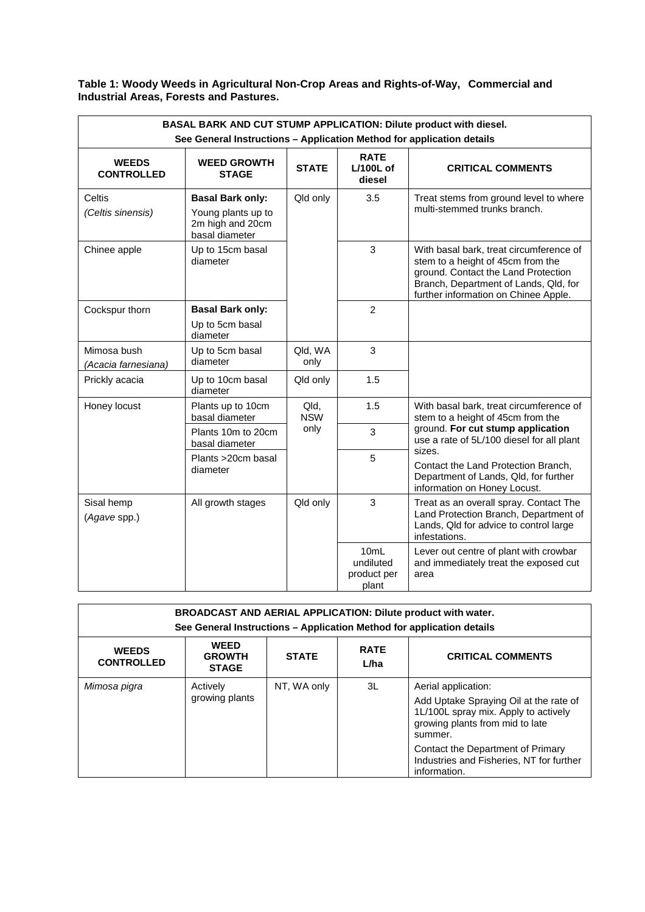**Table 1: Woody Weeds in Agricultural Non-Crop Areas and Rights-of-Way, Commercial and Industrial Areas, Forests and Pastures.**

| **BASAL BARK AND CUT STUMP APPLICATION: Dilute product with diesel. See General Instructions – Application Method for application details** | | | | |
|---|---|---|---|---|
| **WEEDS CONTROLLED** | **WEED GROWTH STAGE** | **STATE** | **RATE L/100L of diesel** | **CRITICAL COMMENTS** |
| Celtis (*Celtis sinensis*) | **Basal Bark only:** Young plants up to 2m high and 20cm basal diameter | Qld only | 3.5 | Treat stems from ground level to where multi-stemmed trunks branch. |
| Chinee apple | Up to 15cm basal diameter | | 3 | With basal bark, treat circumference of stem to a height of 45cm from the ground. Contact the Land Protection Branch, Department of Lands, Qld, for further information on Chinee Apple. |
| Cockspur thorn | **Basal Bark only:** Up to 5cm basal diameter | | 2 | |
| Mimosa bush (*Acacia farnesiana*) | Up to 5cm basal diameter | Qld, WA only | 3 | |
| Prickly acacia | Up to 10cm basal diameter | Qld only | 1.5 | |
| Honey locust | Plants up to 10cm basal diameter | Qld, NSW only | 1.5 | With basal bark, treat circumference of stem to a height of 45cm from the ground. **For cut stump application** use a rate of 5L/100 diesel for all plant sizes. Contact the Land Protection Branch, Department of Lands, Qld, for further information on Honey Locust. |
| | Plants 10m to 20cm basal diameter | | 3 | |
| | Plants >20cm basal diameter | | 5 | |
| Sisal hemp (*Agave* spp.) | All growth stages | Qld only | 3 | Treat as an overall spray. Contact The Land Protection Branch, Department of Lands, Qld for advice to control large infestations. |
| | | | 10mL undiluted product per plant | Lever out centre of plant with crowbar and immediately treat the exposed cut area |

| **BROADCAST AND AERIAL APPLICATION: Dilute product with water. See General Instructions – Application Method for application details** | | | | |
|---|---|---|---|---|
| **WEEDS CONTROLLED** | **WEED GROWTH STAGE** | **STATE** | **RATE L/ha** | **CRITICAL COMMENTS** |
| *Mimosa pigra* | Actively growing plants | NT, WA only | 3L | Aerial application: Add Uptake Spraying Oil at the rate of 1L/100L spray mix. Apply to actively growing plants from mid to late summer. Contact the Department of Primary Industries and Fisheries, NT for further information. |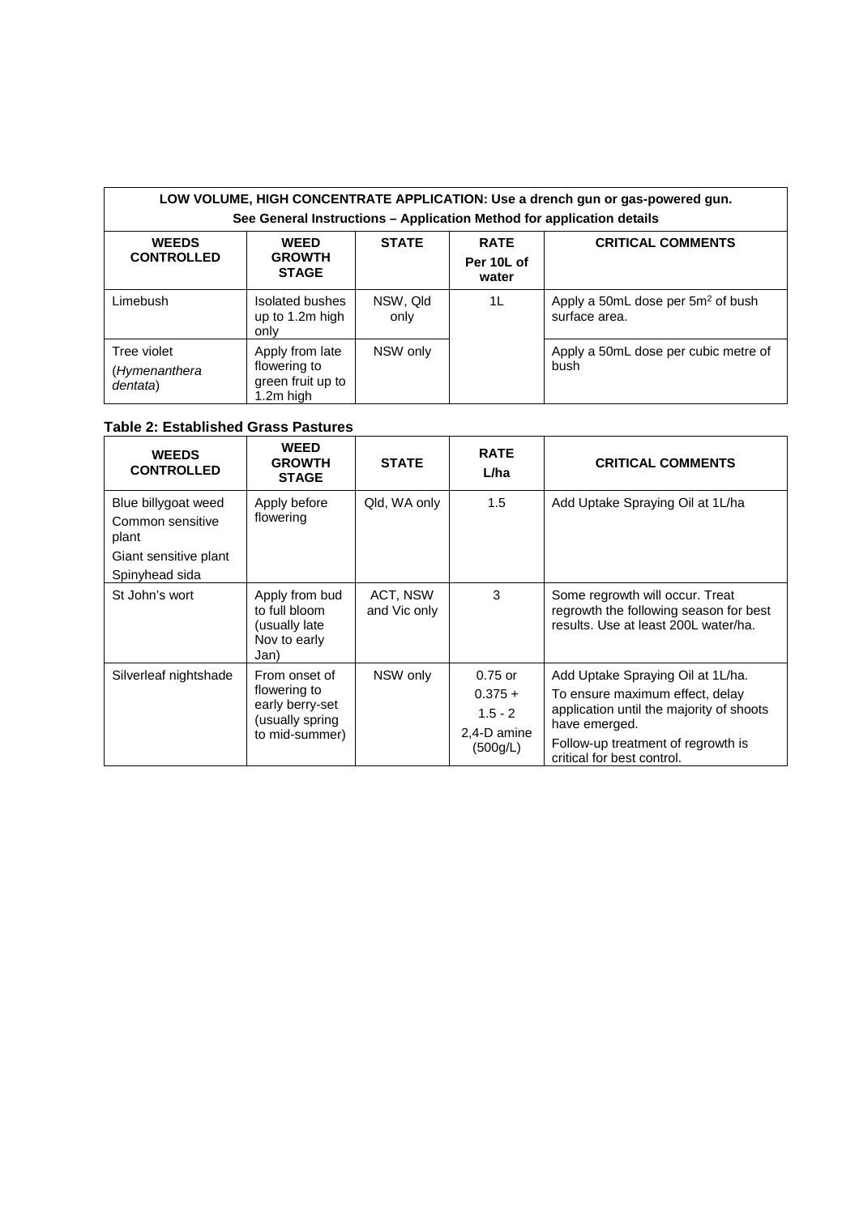| LOW VOLUME, HIGH CONCENTRATE APPLICATION: Use a drench gun or gas-powered gun. See General Instructions – Application Method for application details | | | | |
|---|---|---|---|---|
| **WEEDS CONTROLLED** | **WEED GROWTH STAGE** | **STATE** | **RATE Per 10L of water** | **CRITICAL COMMENTS** |
| Limebush | Isolated bushes up to 1.2m high only | NSW, Qld only | 1L | Apply a 50mL dose per 5m$^2$ of bush surface area. |
| Tree violet (*Hymenanthera dentata*) | Apply from late flowering to green fruit up to 1.2m high | NSW only | | Apply a 50mL dose per cubic metre of bush |

**Table 2: Established Grass Pastures**

| WEEDS CONTROLLED | WEED GROWTH STAGE | STATE | RATE L/ha | CRITICAL COMMENTS |
|---|---|---|---|---|
| Blue billygoat weed<br>Common sensitive plant<br>Giant sensitive plant<br>Spinyhead sida | Apply before flowering | Qld, WA only | 1.5 | Add Uptake Spraying Oil at 1L/ha |
| St John's wort | Apply from bud to full bloom (usually late Nov to early Jan) | ACT, NSW and Vic only | 3 | Some regrowth will occur. Treat regrowth the following season for best results. Use at least 200L water/ha. |
| Silverleaf nightshade | From onset of flowering to early berry-set (usually spring to mid-summer) | NSW only | 0.75 or<br>0.375 +<br>1.5 - 2<br>2,4-D amine (500g/L) | Add Uptake Spraying Oil at 1L/ha.<br>To ensure maximum effect, delay application until the majority of shoots have emerged.<br>Follow-up treatment of regrowth is critical for best control. |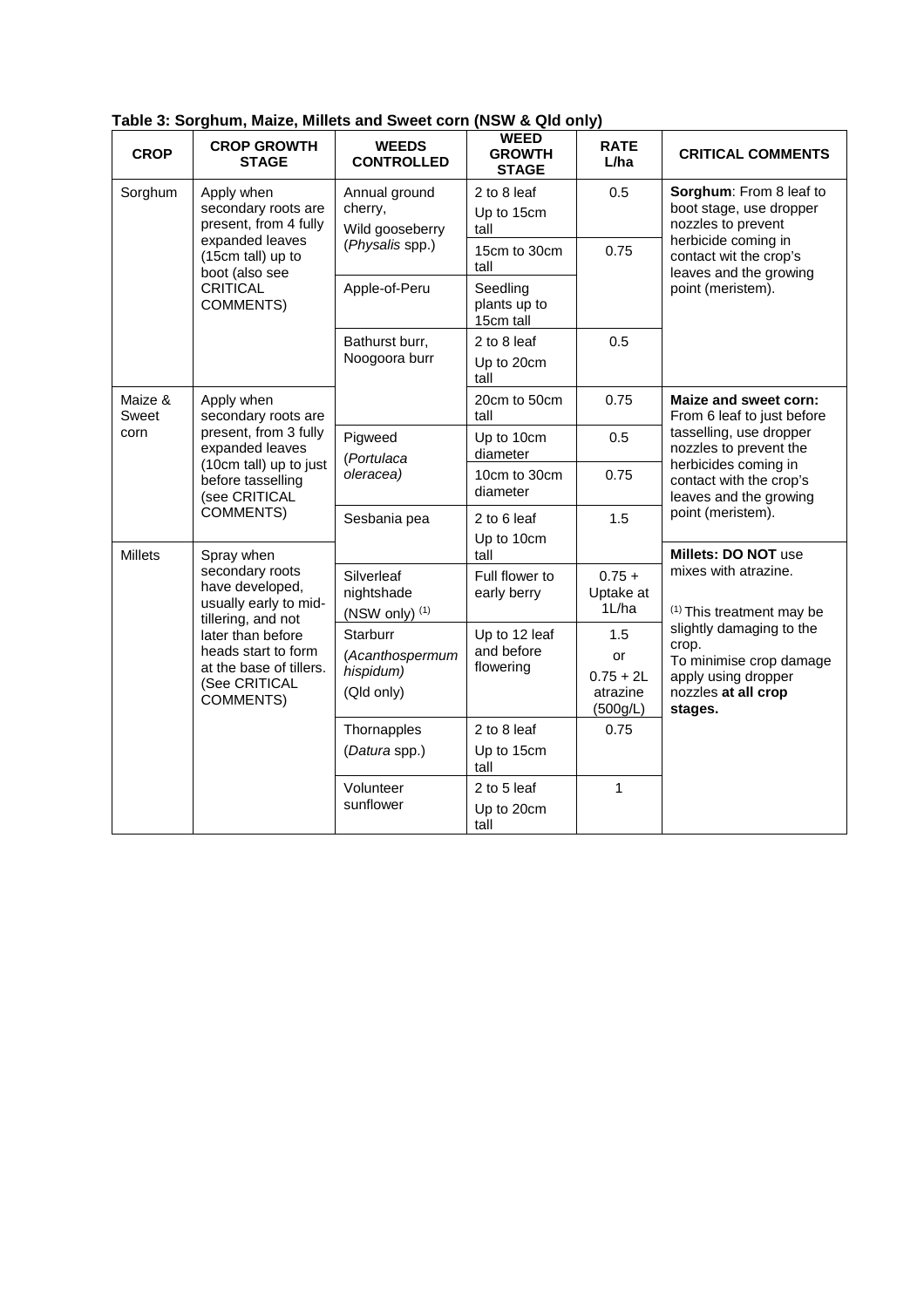**Table 3: Sorghum, Maize, Millets and Sweet corn (NSW & Qld only)**

| CROP | CROP GROWTH STAGE | WEEDS CONTROLLED | WEED GROWTH STAGE | RATE L/ha | CRITICAL COMMENTS |
|---|---|---|---|---|---|
| Sorghum | Apply when secondary roots are present, from 4 fully expanded leaves (15cm tall) up to boot (also see CRITICAL COMMENTS) | Annual ground cherry, Wild gooseberry (*Physalis* spp.) | 2 to 8 leaf Up to 15cm tall | 0.5 | **Sorghum**: From 8 leaf to boot stage, use dropper nozzles to prevent herbicide coming in contact wit the crop's leaves and the growing point (meristem). |
| | | | 15cm to 30cm tall | 0.75 | |
| | | Apple-of-Peru | Seedling plants up to 15cm tall | | |
| | | Bathurst burr, Noogoora burr | 2 to 8 leaf Up to 20cm tall | 0.5 | |
| Maize & Sweet corn | Apply when secondary roots are present, from 3 fully expanded leaves (10cm tall) up to just before tasselling (see CRITICAL COMMENTS) | | 20cm to 50cm tall | 0.75 | **Maize and sweet corn:** From 6 leaf to just before tasselling, use dropper nozzles to prevent the herbicides coming in contact with the crop's leaves and the growing point (meristem). |
| | | Pigweed (*Portulaca oleracea)* | Up to 10cm diameter | 0.5 | |
| | | | 10cm to 30cm diameter | 0.75 | |
| | | Sesbania pea | 2 to 6 leaf Up to 10cm tall | 1.5 | |
| Millets | Spray when secondary roots have developed, usually early to mid-tillering, and not later than before heads start to form at the base of tillers. (See CRITICAL COMMENTS) | | | | **Millets: DO NOT** use mixes with atrazine. |
| | | Silverleaf nightshade (NSW only) (1) | Full flower to early berry | 0.75 + Uptake at 1L/ha | (1) This treatment may be slightly damaging to the crop. To minimise crop damage apply using dropper nozzles **at all crop stages.** |
| | | Starburr (*Acanthospermum hispidum)* (Qld only) | Up to 12 leaf and before flowering | 1.5 or 0.75 + 2L atrazine (500g/L) | |
| | | Thornapples (*Datura* spp.) | 2 to 8 leaf Up to 15cm tall | 0.75 | |
| | | Volunteer sunflower | 2 to 5 leaf Up to 20cm tall | 1 | |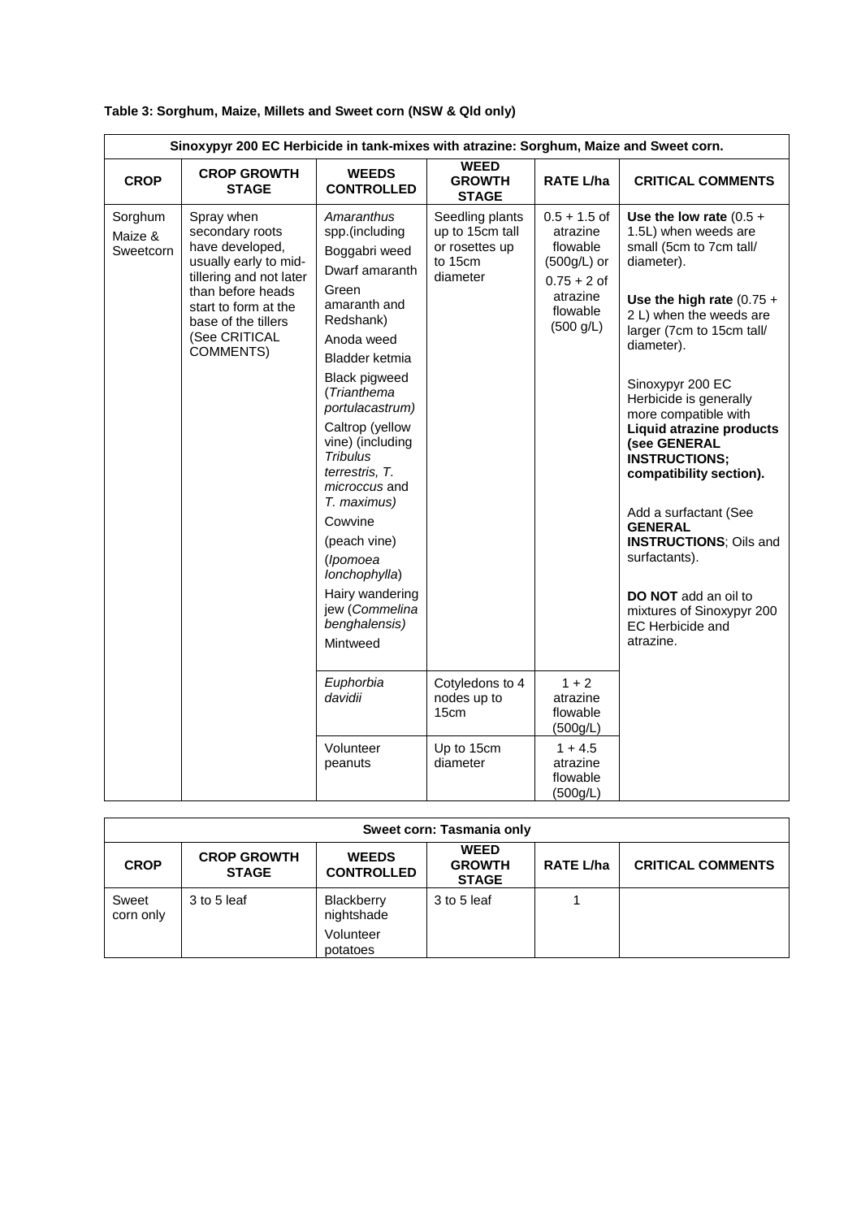**Table 3: Sorghum, Maize, Millets and Sweet corn (NSW & Qld only)**

| Sinoxypyr 200 EC Herbicide in tank-mixes with atrazine: Sorghum, Maize and Sweet corn. | | | | | |
|---|---|---|---|---|---|
| **CROP** | **CROP GROWTH STAGE** | **WEEDS CONTROLLED** | **WEED GROWTH STAGE** | **RATE L/ha** | **CRITICAL COMMENTS** |
| Sorghum Maize & Sweetcorn | Spray when secondary roots have developed, usually early to mid-tillering and not later than before heads start to form at the base of the tillers (See CRITICAL COMMENTS) | *Amaranthus* spp.(including Boggabri weed Dwarf amaranth Green amaranth and Redshank) Anoda weed Bladder ketmia Black pigweed (*Trianthema portulacastrum)* Caltrop (yellow vine) (including *Tribulus terrestris, T. micrococcus* and *T. maximus)* Cowvine (peach vine) (*Ipomoea lonchophylla*) Hairy wandering jew (*Commelina benghalensis)* Mintweed | Seedling plants up to 15cm tall or rosettes up to 15cm diameter | 0.5 + 1.5 of atrazine flowable (500g/L) or 0.75 + 2 of atrazine flowable (500 g/L) | **Use the low rate** (0.5 + 1.5L) when weeds are small (5cm to 7cm tall/ diameter). **Use the high rate** (0.75 + 2 L) when the weeds are larger (7cm to 15cm tall/ diameter). Sinoxypyr 200 EC Herbicide is generally more compatible with **Liquid atrazine products (see GENERAL INSTRUCTIONS; compatibility section).** Add a surfactant (See **GENERAL INSTRUCTIONS**; Oils and surfactants). **DO NOT** add an oil to mixtures of Sinoxypyr 200 EC Herbicide and atrazine. |
| | | *Euphorbia davidii* | Cotyledons to 4 nodes up to 15cm | 1 + 2 atrazine flowable (500g/L) | |
| | | Volunteer peanuts | Up to 15cm diameter | 1 + 4.5 atrazine flowable (500g/L) | |

| Sweet corn: Tasmania only | | | | | |
|---|---|---|---|---|---|
| **CROP** | **CROP GROWTH STAGE** | **WEEDS CONTROLLED** | **WEED GROWTH STAGE** | **RATE L/ha** | **CRITICAL COMMENTS** |
| Sweet corn only | 3 to 5 leaf | Blackberry nightshade Volunteer potatoes | 3 to 5 leaf | 1 | |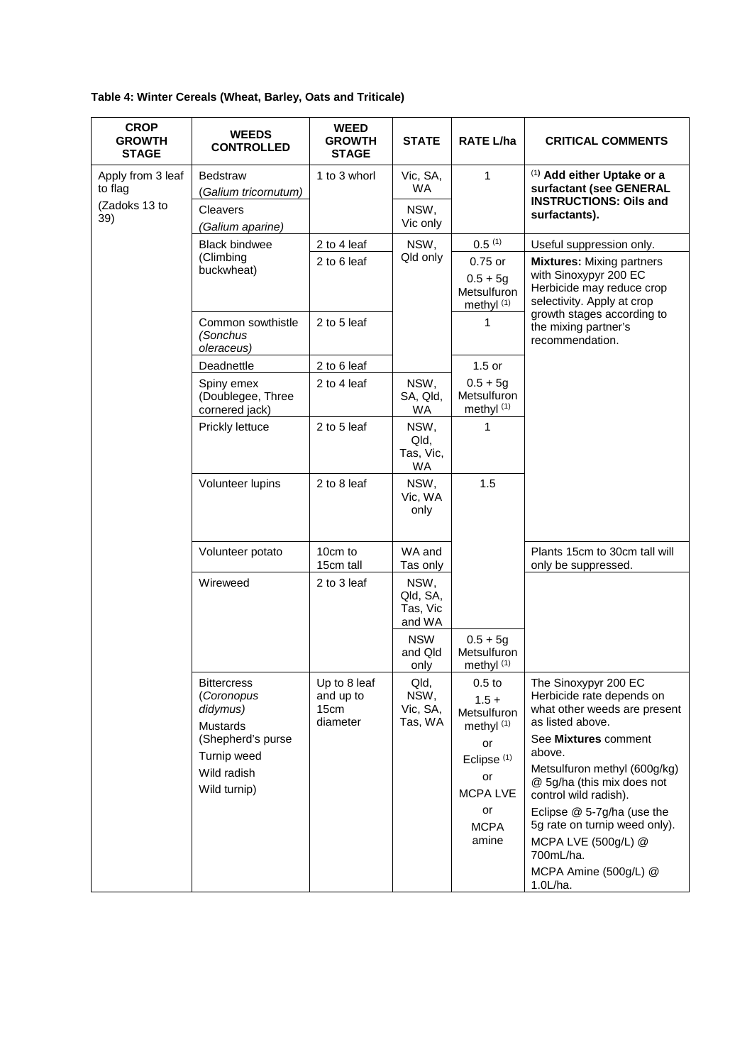**Table 4: Winter Cereals (Wheat, Barley, Oats and Triticale)**

| CROP GROWTH STAGE | WEEDS CONTROLLED | WEED GROWTH STAGE | STATE | RATE L/ha | CRITICAL COMMENTS |
|---|---|---|---|---|---|
| Apply from 3 leaf to flag (Zadoks 13 to 39) | Bedstraw (*Galium tricornutum*) | 1 to 3 whorl | Vic, SA, WA | 1 | (1) **Add either Uptake or a surfactant (see GENERAL INSTRUCTIONS: Oils and surfactants).** |
| | Cleavers (*Galium aparine*) | | NSW, Vic only | | |
| | Black bindwee (Climbing buckwheat) | 2 to 4 leaf | NSW, Qld only | 0.5 (1) | Useful suppression only. |
| | | 2 to 6 leaf | | 0.75 or 0.5 + 5g Metsulfuron methyl (1) | **Mixtures:** Mixing partners with Sinoxypyr 200 EC Herbicide may reduce crop selectivity. Apply at crop growth stages according to the mixing partner's recommendation. |
| | Common sowthistle (*Sonchus oleraceus*) | 2 to 5 leaf | | 1 | |
| | Deadnettle | 2 to 6 leaf | | 1.5 or 0.5 + 5g Metsulfuron methyl (1) | |
| | Spiny emex (Doublegee, Three cornered jack) | 2 to 4 leaf | NSW, SA, Qld, WA | | |
| | Prickly lettuce | 2 to 5 leaf | NSW, Qld, Tas, Vic, WA | 1 | |
| | Volunteer lupins | 2 to 8 leaf | NSW, Vic, WA only | 1.5 | |
| | Volunteer potato | 10cm to 15cm tall | WA and Tas only | | Plants 15cm to 30cm tall will only be suppressed. |
| | Wireweed | 2 to 3 leaf | NSW, Qld, SA, Tas, Vic and WA | | |
| | | | NSW and Qld only | 0.5 + 5g Metsulfuron methyl (1) | |
| | Bittercress (*Coronopus didymus*) Mustards (Shepherd's purse Turnip weed Wild radish Wild turnip) | Up to 8 leaf and up to 15cm diameter | Qld, NSW, Vic, SA, Tas, WA | 0.5 to 1.5 + Metsulfuron methyl (1) or Eclipse (1) or MCPA LVE or MCPA amine | The Sinoxypyr 200 EC Herbicide rate depends on what other weeds are present as listed above. See **Mixtures** comment above. Metsulfuron methyl (600g/kg) @ 5g/ha (this mix does not control wild radish). Eclipse @ 5-7g/ha (use the 5g rate on turnip weed only). MCPA LVE (500g/L) @ 700mL/ha. MCPA Amine (500g/L) @ 1.0L/ha. |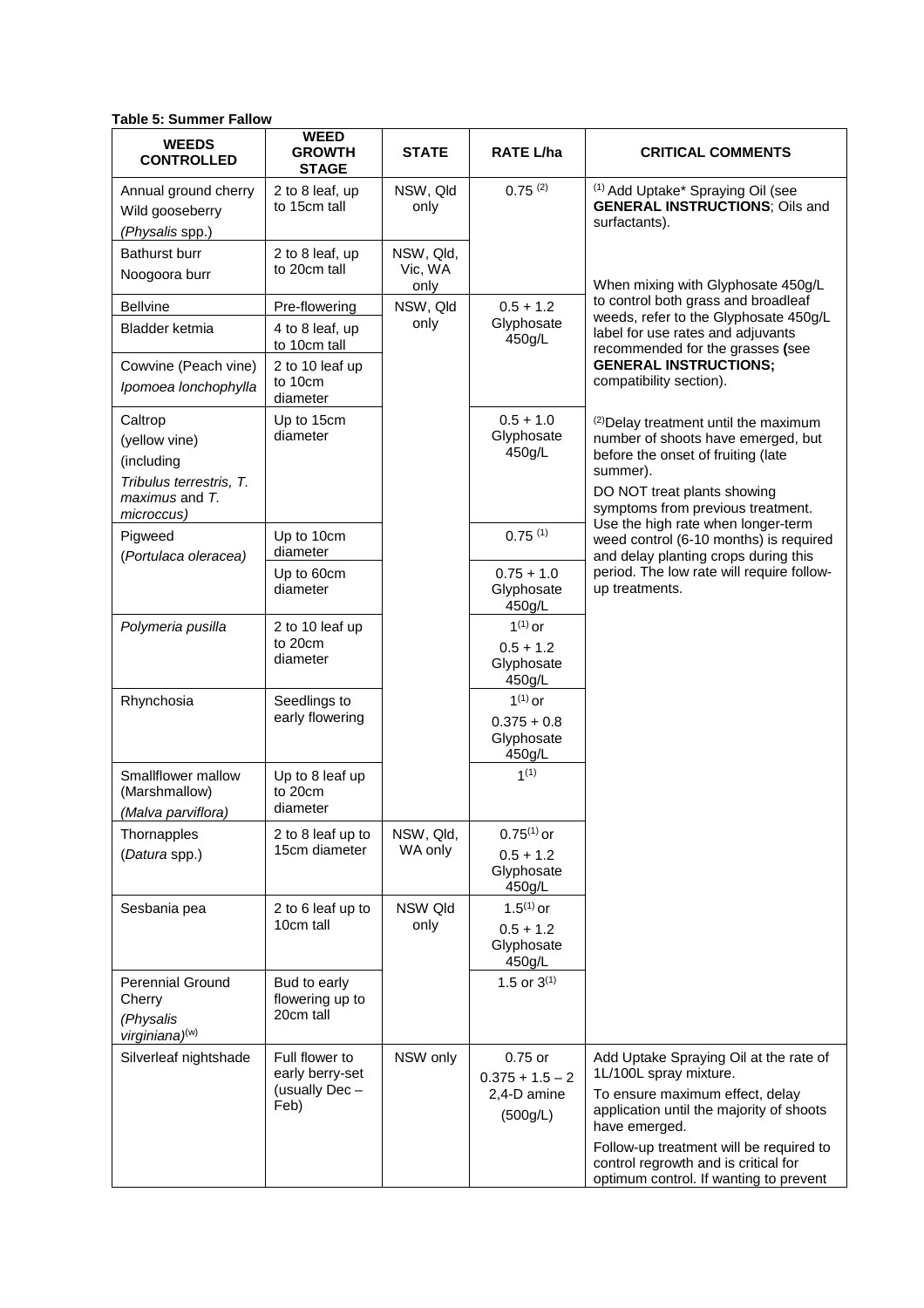**Table 5: Summer Fallow**

| WEEDS CONTROLLED | WEED GROWTH STAGE | STATE | RATE L/ha | CRITICAL COMMENTS |
|---|---|---|---|---|
| Annual ground cherry Wild gooseberry *(Physalis* spp.) | 2 to 8 leaf, up to 15cm tall | NSW, Qld only | 0.75 [(2)] | [(1)] Add Uptake* Spraying Oil (see **GENERAL INSTRUCTIONS**; Oils and surfactants). When mixing with Glyphosate 450g/L to control both grass and broadleaf weeds, refer to the Glyphosate 450g/L label for use rates and adjuvants recommended for the grasses **(**see **GENERAL INSTRUCTIONS;** compatibility section). [(2)]Delay treatment until the maximum number of shoots have emerged, but before the onset of fruiting (late summer). DO NOT treat plants showing symptoms from previous treatment. Use the high rate when longer-term weed control (6-10 months) is required and delay planting crops during this period. The low rate will require follow-up treatments. |
| Bathurst burr Noogoora burr | 2 to 8 leaf, up to 20cm tall | NSW, Qld, Vic, WA only | | |
| Bellvine | Pre-flowering | NSW, Qld only | 0.5 + 1.2 Glyphosate 450g/L | |
| Bladder ketmia | 4 to 8 leaf, up to 10cm tall | | | |
| Cowvine (Peach vine) *Ipomoea lonchophylla* | 2 to 10 leaf up to 10cm diameter | | | |
| Caltrop (yellow vine) (including *Tribulus terrestris, T. maximus* and *T. microccus)* | Up to 15cm diameter | | 0.5 + 1.0 Glyphosate 450g/L | |
| Pigweed (*Portulaca oleracea)* | Up to 10cm diameter | | 0.75 [(1)] | |
| | Up to 60cm diameter | | 0.75 + 1.0 Glyphosate 450g/L | |
| *Polymeria pusilla* | 2 to 10 leaf up to 20cm diameter | | 1[(1)] or 0.5 + 1.2 Glyphosate 450g/L | |
| Rhynchosia | Seedlings to early flowering | | 1[(1)] or 0.375 + 0.8 Glyphosate 450g/L | |
| Smallflower mallow (Marshmallow) *(Malva parviflora)* | Up to 8 leaf up to 20cm diameter | | 1[(1)] | |
| Thornapples (*Datura* spp.) | 2 to 8 leaf up to 15cm diameter | NSW, Qld, WA only | 0.75[(1)] or 0.5 + 1.2 Glyphosate 450g/L | |
| Sesbania pea | 2 to 6 leaf up to 10cm tall | NSW Qld only | 1.5[(1)] or 0.5 + 1.2 Glyphosate 450g/L | |
| Perennial Ground Cherry *(Physalis virginiana)*[(w)] | Bud to early flowering up to 20cm tall | | 1.5 or 3[(1)] | |
| Silverleaf nightshade | Full flower to early berry-set (usually Dec – Feb) | NSW only | 0.75 or 0.375 + 1.5 – 2 2,4-D amine (500g/L) | Add Uptake Spraying Oil at the rate of 1L/100L spray mixture. To ensure maximum effect, delay application until the majority of shoots have emerged. Follow-up treatment will be required to control regrowth and is critical for optimum control. If wanting to prevent |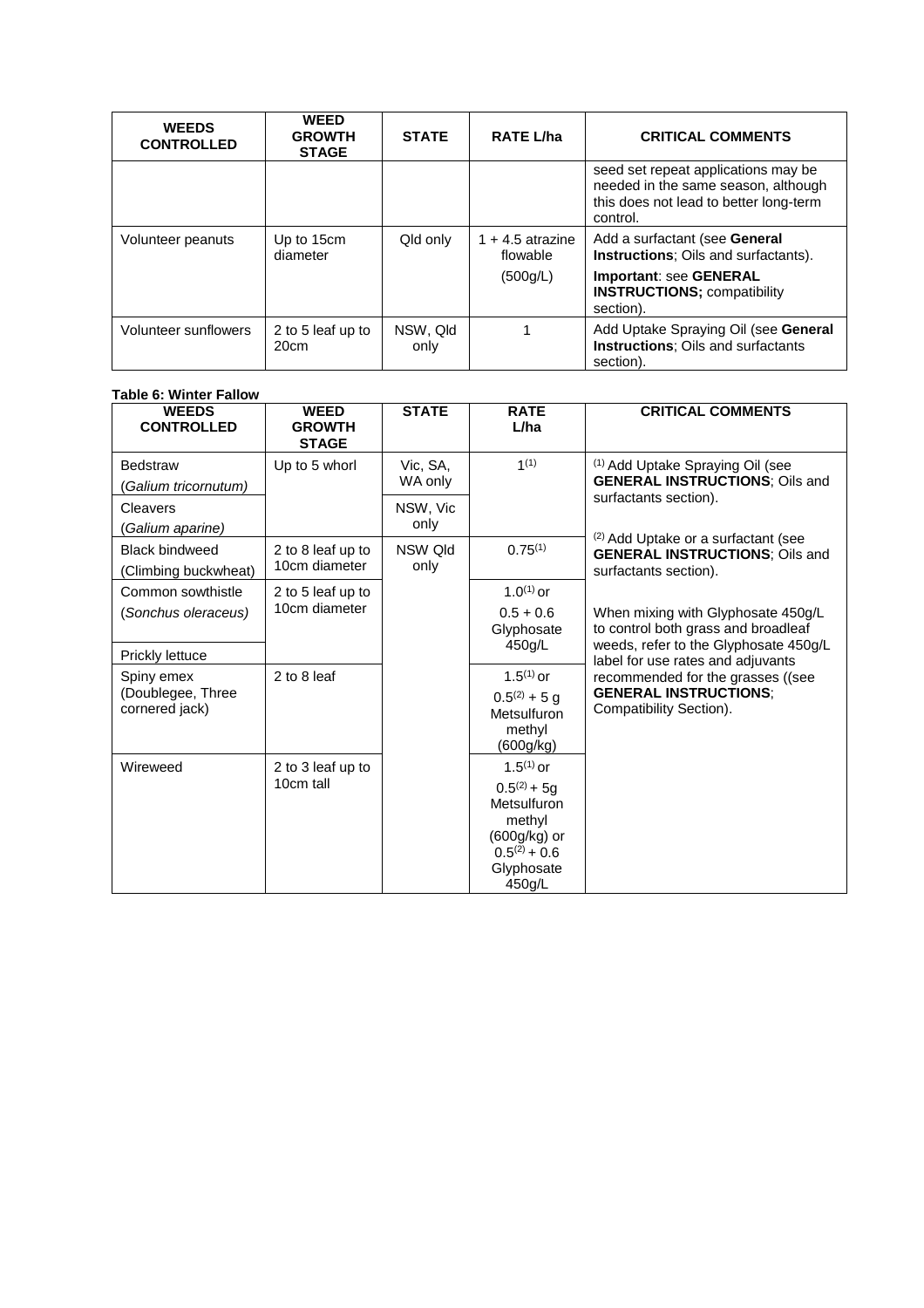| WEEDS CONTROLLED | WEED GROWTH STAGE | STATE | RATE L/ha | CRITICAL COMMENTS |
|---|---|---|---|---|
| | | | | seed set repeat applications may be needed in the same season, although this does not lead to better long-term control. |
| Volunteer peanuts | Up to 15cm diameter | Qld only | 1 + 4.5 atrazine flowable (500g/L) | Add a surfactant (see **General Instructions**; Oils and surfactants). **Important**: see **GENERAL INSTRUCTIONS;** compatibility section). |
| Volunteer sunflowers | 2 to 5 leaf up to 20cm | NSW, Qld only | 1 | Add Uptake Spraying Oil (see **General Instructions**; Oils and surfactants section). |

**Table 6: Winter Fallow**

| WEEDS CONTROLLED | WEED GROWTH STAGE | STATE | RATE L/ha | CRITICAL COMMENTS |
|---|---|---|---|---|
| Bedstraw (*Galium tricornutum*) | Up to 5 whorl | Vic, SA, WA only | 1(1) | (1) Add Uptake Spraying Oil (see **GENERAL INSTRUCTIONS**; Oils and surfactants section). (2) Add Uptake or a surfactant (see **GENERAL INSTRUCTIONS**; Oils and surfactants section). When mixing with Glyphosate 450g/L to control both grass and broadleaf weeds, refer to the Glyphosate 450g/L label for use rates and adjuvants recommended for the grasses ((see **GENERAL INSTRUCTIONS**; Compatibility Section). |
| Cleavers (*Galium aparine)* | | NSW, Vic only | | |
| Black bindweed (Climbing buckwheat) | 2 to 8 leaf up to 10cm diameter | NSW Qld only | 0.75(1) | |
| Common sowthistle (*Sonchus oleraceus*) | 2 to 5 leaf up to 10cm diameter | | 1.0(1) or 0.5 + 0.6 Glyphosate 450g/L | |
| Prickly lettuce | | | | |
| Spiny emex (Doublegee, Three cornered jack) | 2 to 8 leaf | | 1.5(1) or 0.5(2) + 5 g Metsulfuron methyl (600g/kg) | |
| Wireweed | 2 to 3 leaf up to 10cm tall | | 1.5(1) or 0.5(2) + 5g Metsulfuron methyl (600g/kg) or 0.5(2) + 0.6 Glyphosate 450g/L | |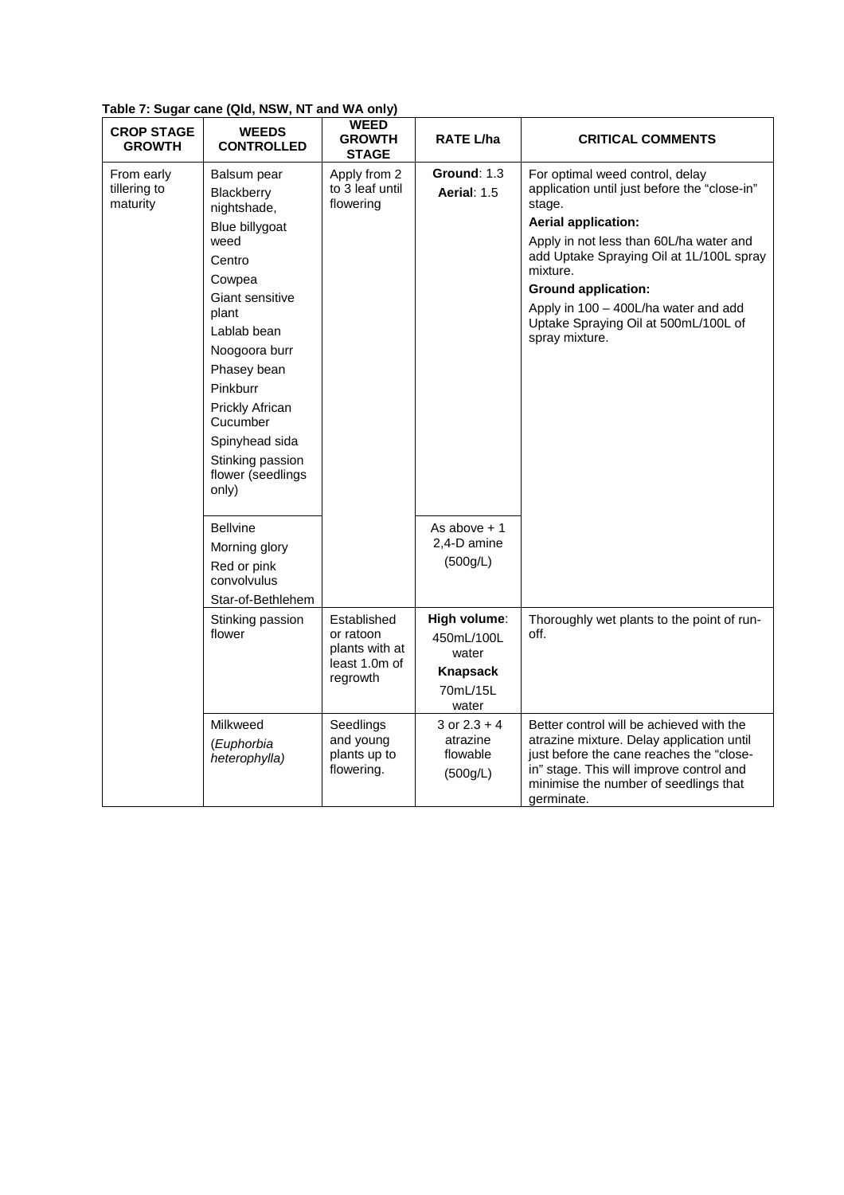**Table 7: Sugar cane (Qld, NSW, NT and WA only)**

| CROP STAGE GROWTH | WEEDS CONTROLLED | WEED GROWTH STAGE | RATE L/ha | CRITICAL COMMENTS |
|---|---|---|---|---|
| From early tillering to maturity | Balsum pear<br>Blackberry nightshade,<br>Blue billygoat weed<br>Centro<br>Cowpea<br>Giant sensitive plant<br>Lablab bean<br>Noogoora burr<br>Phasey bean<br>Pinkburr<br>Prickly African Cucumber<br>Spinyhead sida<br>Stinking passion flower (seedlings only) | Apply from 2 to 3 leaf until flowering | **Ground**: 1.3<br>**Aerial**: 1.5 | For optimal weed control, delay application until just before the "close-in" stage.<br>**Aerial application:**<br>Apply in not less than 60L/ha water and add Uptake Spraying Oil at 1L/100L spray mixture.<br>**Ground application:**<br>Apply in 100 – 400L/ha water and add Uptake Spraying Oil at 500mL/100L of spray mixture. |
| | Bellvine<br>Morning glory<br>Red or pink convolvulus<br>Star-of-Bethlehem | | As above + 1 2,4-D amine (500g/L) | |
| | Stinking passion flower | Established or ratoon plants with at least 1.0m of regrowth | **High volume**: 450mL/100L water<br>**Knapsack** 70mL/15L water | Thoroughly wet plants to the point of run-off. |
| | Milkweed (*Euphorbia heterophylla)* | Seedlings and young plants up to flowering. | 3 or 2.3 + 4 atrazine flowable (500g/L) | Better control will be achieved with the atrazine mixture. Delay application until just before the cane reaches the "close-in" stage. This will improve control and minimise the number of seedlings that germinate. |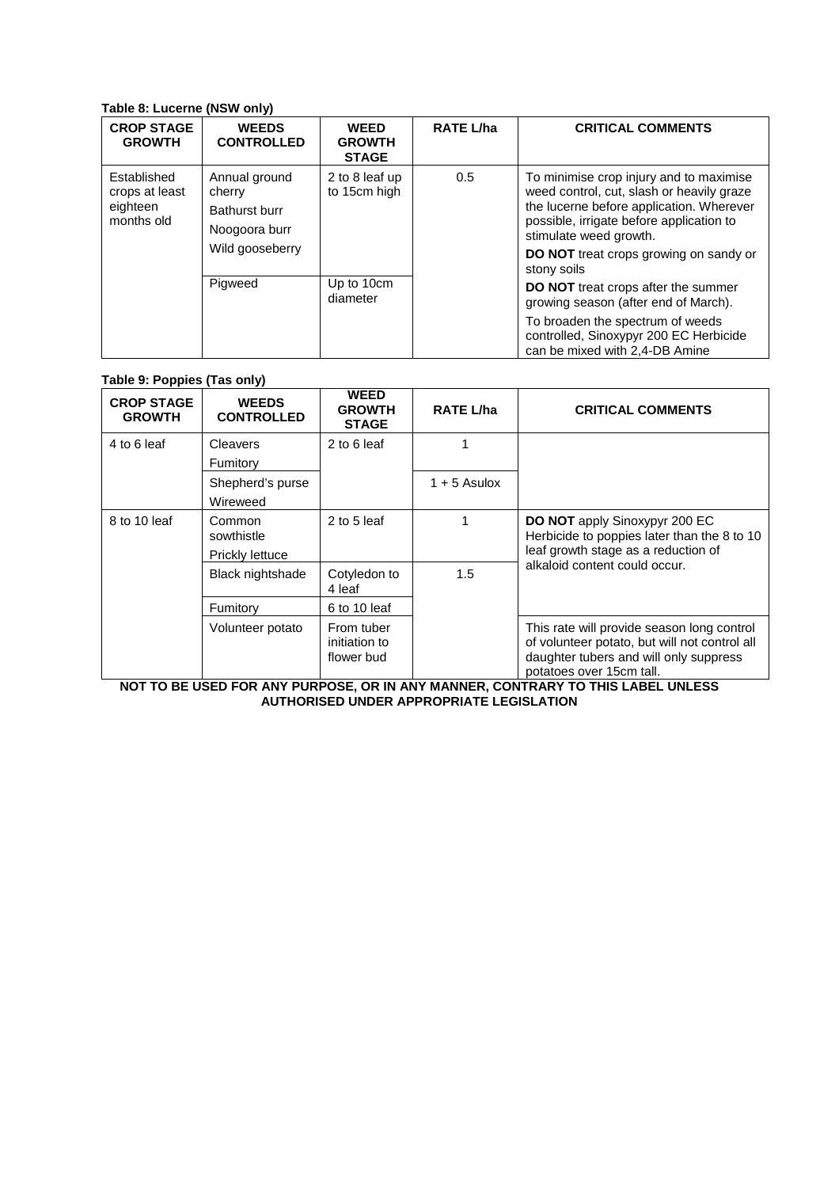**Table 8: Lucerne (NSW only)**

| CROP STAGE GROWTH | WEEDS CONTROLLED | WEED GROWTH STAGE | RATE L/ha | CRITICAL COMMENTS |
|---|---|---|---|---|
| Established crops at least eighteen months old | Annual ground cherry<br>Bathurst burr<br>Noogoora burr<br>Wild gooseberry | 2 to 8 leaf up to 15cm high | 0.5 | To minimise crop injury and to maximise weed control, cut, slash or heavily graze the lucerne before application. Wherever possible, irrigate before application to stimulate weed growth.<br>**DO NOT** treat crops growing on sandy or stony soils<br>**DO NOT** treat crops after the summer growing season (after end of March).<br>To broaden the spectrum of weeds controlled, Sinoxypyr 200 EC Herbicide can be mixed with 2,4-DB Amine |
| | Pigweed | Up to 10cm diameter | | |

**Table 9: Poppies (Tas only)**

| CROP STAGE GROWTH | WEEDS CONTROLLED | WEED GROWTH STAGE | RATE L/ha | CRITICAL COMMENTS |
|---|---|---|---|---|
| 4 to 6 leaf | Cleavers<br>Fumitory | 2 to 6 leaf | 1 | |
| | Shepherd's purse<br>Wireweed | | 1 + 5 Asulox | |
| 8 to 10 leaf | Common sowthistle<br>Prickly lettuce | 2 to 5 leaf | 1 | **DO NOT** apply Sinoxypyr 200 EC Herbicide to poppies later than the 8 to 10 leaf growth stage as a reduction of alkaloid content could occur. |
| | Black nightshade | Cotyledon to 4 leaf | 1.5 | |
| | Fumitory | 6 to 10 leaf | | |
| | Volunteer potato | From tuber initiation to flower bud | | This rate will provide season long control of volunteer potato, but will not control all daughter tubers and will only suppress potatoes over 15cm tall. |

**NOT TO BE USED FOR ANY PURPOSE, OR IN ANY MANNER, CONTRARY TO THIS LABEL UNLESS AUTHORISED UNDER APPROPRIATE LEGISLATION**